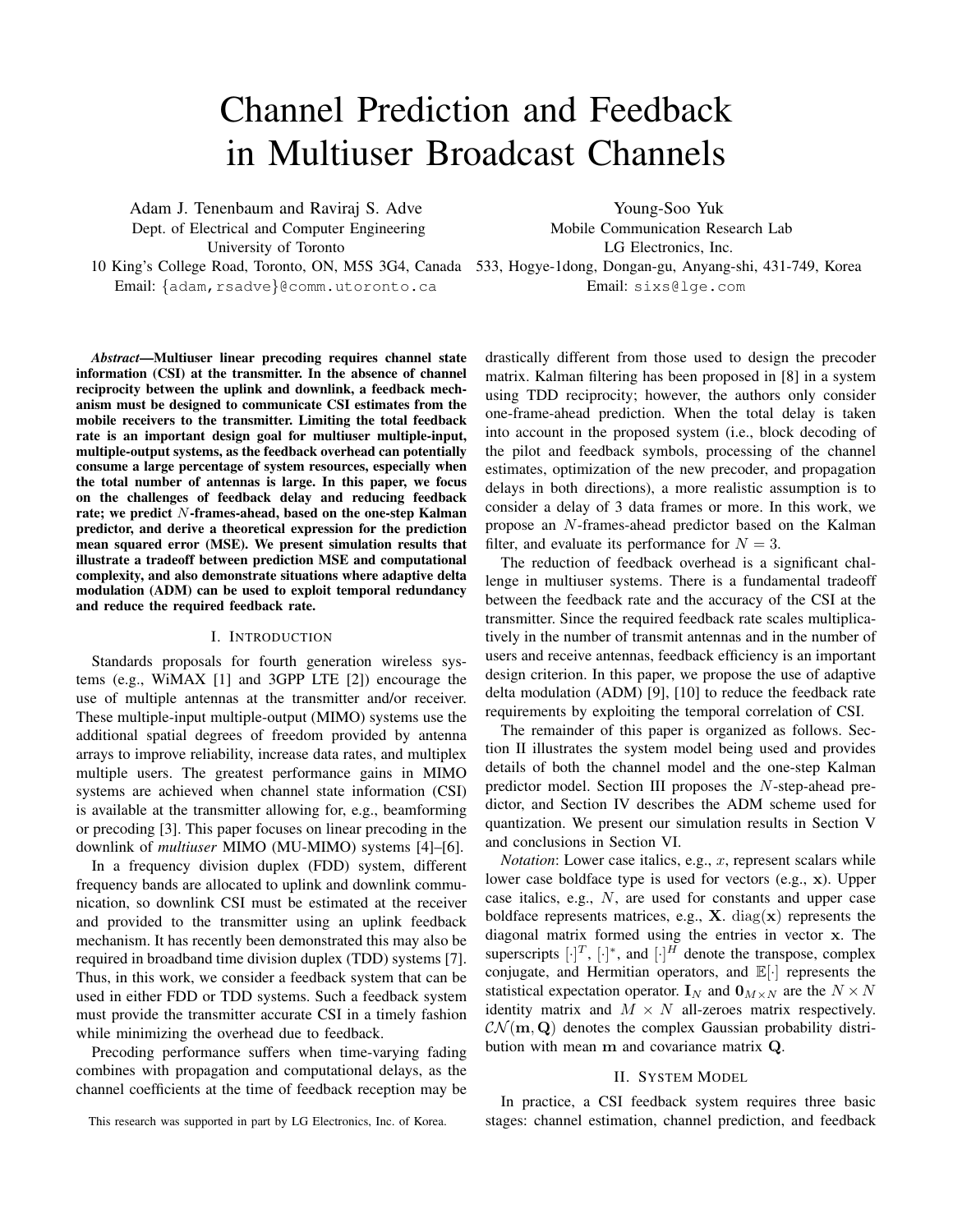# Channel Prediction and Feedback in Multiuser Broadcast Channels

Adam J. Tenenbaum and Raviraj S. Adve
Dept. of Electrical and Computer Engineering
University of Toronto
10 King's College Road, Toronto, ON, M5S 3G4, Canada
Email: {adam,rsadve}@comm.utoronto.ca

Young-Soo Yuk
Mobile Communication Research Lab
LG Electronics, Inc.
533, Hogye-1dong, Dongan-gu, Anyang-shi, 431-749, Korea
Email: sixs@lge.com

***Abstract*—Multiuser linear precoding requires channel state information (CSI) at the transmitter. In the absence of channel reciprocity between the uplink and downlink, a feedback mechanism must be designed to communicate CSI estimates from the mobile receivers to the transmitter. Limiting the total feedback rate is an important design goal for multiuser multiple-input, multiple-output systems, as the feedback overhead can potentially consume a large percentage of system resources, especially when the total number of antennas is large. In this paper, we focus on the challenges of feedback delay and reducing feedback rate; we predict $N$-frames-ahead, based on the one-step Kalman predictor, and derive a theoretical expression for the prediction mean squared error (MSE). We present simulation results that illustrate a tradeoff between prediction MSE and computational complexity, and also demonstrate situations where adaptive delta modulation (ADM) can be used to exploit temporal redundancy and reduce the required feedback rate.**

## I. Introduction

Standards proposals for fourth generation wireless systems (e.g., WiMAX [1] and 3GPP LTE [2]) encourage the use of multiple antennas at the transmitter and/or receiver. These multiple-input multiple-output (MIMO) systems use the additional spatial degrees of freedom provided by antenna arrays to improve reliability, increase data rates, and multiplex multiple users. The greatest performance gains in MIMO systems are achieved when channel state information (CSI) is available at the transmitter allowing for, e.g., beamforming or precoding [3]. This paper focuses on linear precoding in the downlink of *multiuser* MIMO (MU-MIMO) systems [4]–[6].

In a frequency division duplex (FDD) system, different frequency bands are allocated to uplink and downlink communication, so downlink CSI must be estimated at the receiver and provided to the transmitter using an uplink feedback mechanism. It has recently been demonstrated this may also be required in broadband time division duplex (TDD) systems [7]. Thus, in this work, we consider a feedback system that can be used in either FDD or TDD systems. Such a feedback system must provide the transmitter accurate CSI in a timely fashion while minimizing the overhead due to feedback.

Precoding performance suffers when time-varying fading combines with propagation and computational delays, as the channel coefficients at the time of feedback reception may be drastically different from those used to design the precoder matrix. Kalman filtering has been proposed in [8] in a system using TDD reciprocity; however, the authors only consider one-frame-ahead prediction. When the total delay is taken into account in the proposed system (i.e., block decoding of the pilot and feedback symbols, processing of the channel estimates, optimization of the new precoder, and propagation delays in both directions), a more realistic assumption is to consider a delay of 3 data frames or more. In this work, we propose an $N$-frames-ahead predictor based on the Kalman filter, and evaluate its performance for $N = 3$.

The reduction of feedback overhead is a significant challenge in multiuser systems. There is a fundamental tradeoff between the feedback rate and the accuracy of the CSI at the transmitter. Since the required feedback rate scales multiplicatively in the number of transmit antennas and in the number of users and receive antennas, feedback efficiency is an important design criterion. In this paper, we propose the use of adaptive delta modulation (ADM) [9], [10] to reduce the feedback rate requirements by exploiting the temporal correlation of CSI.

The remainder of this paper is organized as follows. Section II illustrates the system model being used and provides details of both the channel model and the one-step Kalman predictor model. Section III proposes the $N$-step-ahead predictor, and Section IV describes the ADM scheme used for quantization. We present our simulation results in Section V and conclusions in Section VI.

*Notation*: Lower case italics, e.g., $x$, represent scalars while lower case boldface type is used for vectors (e.g., $\mathbf{x}$). Upper case italics, e.g., $N$, are used for constants and upper case boldface represents matrices, e.g., $\mathbf{X}$. $\mathrm{diag}(\mathbf{x})$ represents the diagonal matrix formed using the entries in vector $\mathbf{x}$. The superscripts $[\cdot]^T$, $[\cdot]^*$, and $[\cdot]^H$ denote the transpose, complex conjugate, and Hermitian operators, and $\mathbb{E}[\cdot]$ represents the statistical expectation operator. $\mathbf{I}_N$ and $\mathbf{0}_{M\times N}$ are the $N \times N$ identity matrix and $M \times N$ all-zeroes matrix respectively. $\mathcal{CN}(\mathbf{m}, \mathbf{Q})$ denotes the complex Gaussian probability distribution with mean $\mathbf{m}$ and covariance matrix $\mathbf{Q}$.

## II. System Model

In practice, a CSI feedback system requires three basic stages: channel estimation, channel prediction, and feedback

This research was supported in part by LG Electronics, Inc. of Korea.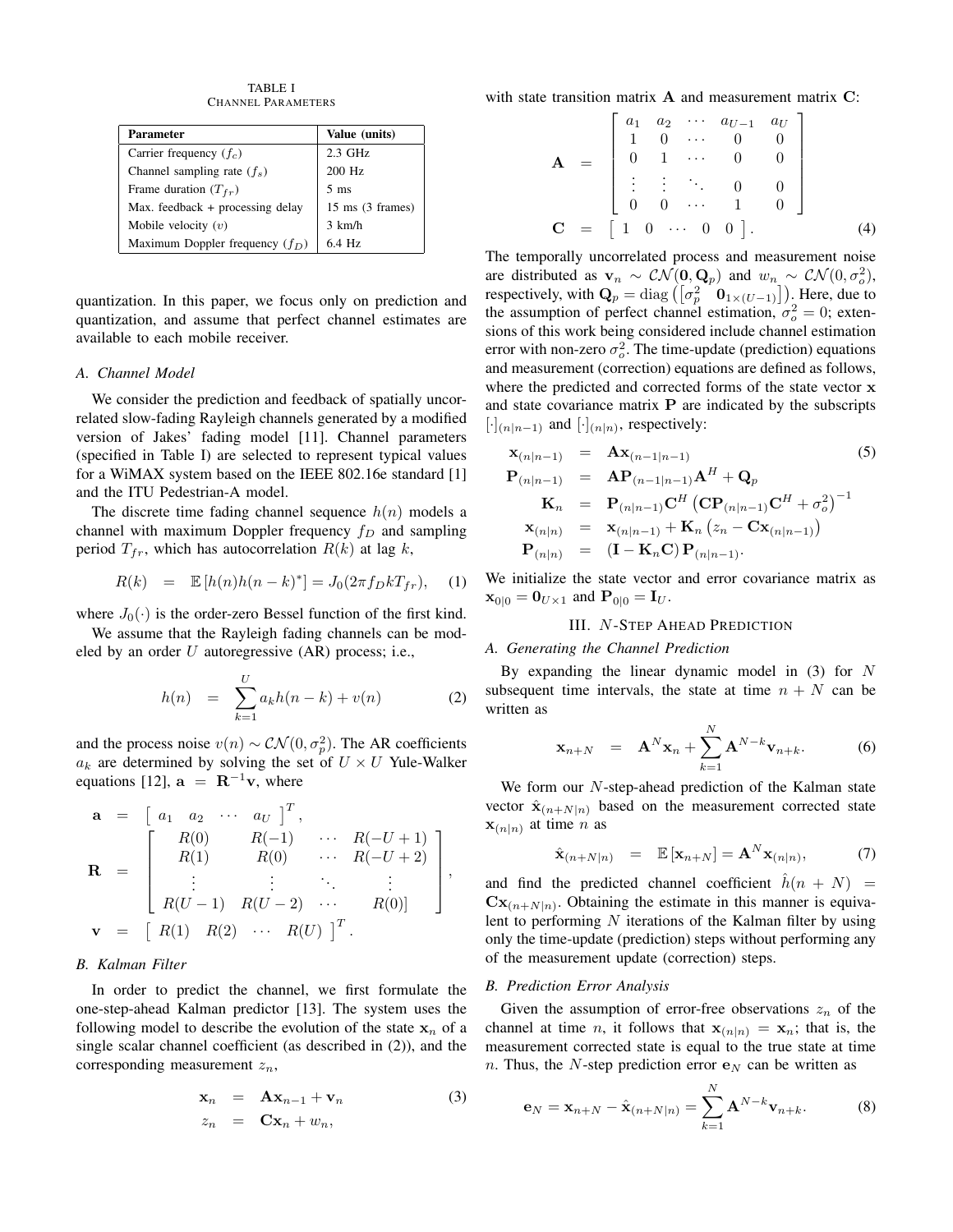TABLE I
CHANNEL PARAMETERS

| Parameter | Value (units) |
| --- | --- |
| Carrier frequency ($f_c$) | 2.3 GHz |
| Channel sampling rate ($f_s$) | 200 Hz |
| Frame duration ($T_{fr}$) | 5 ms |
| Max. feedback + processing delay | 15 ms (3 frames) |
| Mobile velocity ($v$) | 3 km/h |
| Maximum Doppler frequency ($f_D$) | 6.4 Hz |

quantization. In this paper, we focus only on prediction and quantization, and assume that perfect channel estimates are available to each mobile receiver.

### A. Channel Model

We consider the prediction and feedback of spatially uncorrelated slow-fading Rayleigh channels generated by a modified version of Jakes' fading model [11]. Channel parameters (specified in Table I) are selected to represent typical values for a WiMAX system based on the IEEE 802.16e standard [1] and the ITU Pedestrian-A model.

The discrete time fading channel sequence $h(n)$ models a channel with maximum Doppler frequency $f_D$ and sampling period $T_{fr}$, which has autocorrelation $R(k)$ at lag $k$,

$$R(k) = \mathbb{E}\left[h(n)h(n-k)^*\right] = J_0(2\pi f_D k T_{fr}), \quad (1)$$

where $J_0(\cdot)$ is the order-zero Bessel function of the first kind.

We assume that the Rayleigh fading channels can be modeled by an order $U$ autoregressive (AR) process; i.e.,

$$h(n) = \sum_{k=1}^{U} a_k h(n-k) + v(n) \quad (2)$$

and the process noise $v(n) \sim \mathcal{CN}(0, \sigma_p^2)$. The AR coefficients $a_k$ are determined by solving the set of $U \times U$ Yule-Walker equations [12], $\mathbf{a} = \mathbf{R}^{-1}\mathbf{v}$, where

$$\begin{aligned}
\mathbf{a} &= \begin{bmatrix} a_1 & a_2 & \cdots & a_U \end{bmatrix}^T, \\
\mathbf{R} &= \begin{bmatrix} R(0) & R(-1) & \cdots & R(-U+1) \\ R(1) & R(0) & \cdots & R(-U+2) \\ \vdots & \vdots & \ddots & \vdots \\ R(U-1) & R(U-2) & \cdots & R(0)] \end{bmatrix}, \\
\mathbf{v} &= \begin{bmatrix} R(1) & R(2) & \cdots & R(U) \end{bmatrix}^T.
\end{aligned}$$

### B. Kalman Filter

In order to predict the channel, we first formulate the one-step-ahead Kalman predictor [13]. The system uses the following model to describe the evolution of the state $\mathbf{x}_n$ of a single scalar channel coefficient (as described in (2)), and the corresponding measurement $z_n$,

$$\begin{aligned}
\mathbf{x}_n &= \mathbf{A}\mathbf{x}_{n-1} + \mathbf{v}_n \\
z_n &= \mathbf{C}\mathbf{x}_n + w_n,
\end{aligned} \quad (3)$$

with state transition matrix $\mathbf{A}$ and measurement matrix $\mathbf{C}$:

$$\begin{aligned}
\mathbf{A} &= \begin{bmatrix} a_1 & a_2 & \cdots & a_{U-1} & a_U \\ 1 & 0 & \cdots & 0 & 0 \\ 0 & 1 & \cdots & 0 & 0 \\ \vdots & \vdots & \ddots & 0 & 0 \\ 0 & 0 & \cdots & 1 & 0 \end{bmatrix} \\
\mathbf{C} &= \begin{bmatrix} 1 & 0 & \cdots & 0 & 0 \end{bmatrix}.
\end{aligned} \quad (4)$$

The temporally uncorrelated process and measurement noise are distributed as $\mathbf{v}_n \sim \mathcal{CN}(\mathbf{0}, \mathbf{Q}_p)$ and $w_n \sim \mathcal{CN}(0, \sigma_o^2)$, respectively, with $\mathbf{Q}_p = \operatorname{diag}\left(\begin{bmatrix}\sigma_p^2 & \mathbf{0}_{1\times(U-1)}\end{bmatrix}\right)$. Here, due to the assumption of perfect channel estimation, $\sigma_o^2 = 0$; extensions of this work being considered include channel estimation error with non-zero $\sigma_o^2$. The time-update (prediction) equations and measurement (correction) equations are defined as follows, where the predicted and corrected forms of the state vector $\mathbf{x}$ and state covariance matrix $\mathbf{P}$ are indicated by the subscripts $[\cdot]_{(n|n-1)}$ and $[\cdot]_{(n|n)}$, respectively:

$$\begin{aligned}
\mathbf{x}_{(n|n-1)} &= \mathbf{A}\mathbf{x}_{(n-1|n-1)} \\
\mathbf{P}_{(n|n-1)} &= \mathbf{A}\mathbf{P}_{(n-1|n-1)}\mathbf{A}^H + \mathbf{Q}_p \\
\mathbf{K}_n &= \mathbf{P}_{(n|n-1)}\mathbf{C}^H\left(\mathbf{C}\mathbf{P}_{(n|n-1)}\mathbf{C}^H + \sigma_o^2\right)^{-1} \\
\mathbf{x}_{(n|n)} &= \mathbf{x}_{(n|n-1)} + \mathbf{K}_n\left(z_n - \mathbf{C}\mathbf{x}_{(n|n-1)}\right) \\
\mathbf{P}_{(n|n)} &= \left(\mathbf{I} - \mathbf{K}_n\mathbf{C}\right)\mathbf{P}_{(n|n-1)}.
\end{aligned} \quad (5)$$

We initialize the state vector and error covariance matrix as $\mathbf{x}_{0|0} = \mathbf{0}_{U\times 1}$ and $\mathbf{P}_{0|0} = \mathbf{I}_U$.

## III. $N$-Step Ahead Prediction

### A. Generating the Channel Prediction

By expanding the linear dynamic model in (3) for $N$ subsequent time intervals, the state at time $n+N$ can be written as

$$\mathbf{x}_{n+N} = \mathbf{A}^N\mathbf{x}_n + \sum_{k=1}^{N}\mathbf{A}^{N-k}\mathbf{v}_{n+k}. \quad (6)$$

We form our $N$-step-ahead prediction of the Kalman state vector $\hat{\mathbf{x}}_{(n+N|n)}$ based on the measurement corrected state $\mathbf{x}_{(n|n)}$ at time $n$ as

$$\hat{\mathbf{x}}_{(n+N|n)} = \mathbb{E}\left[\mathbf{x}_{n+N}\right] = \mathbf{A}^N\mathbf{x}_{(n|n)}, \quad (7)$$

and find the predicted channel coefficient $\hat{h}(n+N) = \mathbf{C}\mathbf{x}_{(n+N|n)}$. Obtaining the estimate in this manner is equivalent to performing $N$ iterations of the Kalman filter by using only the time-update (prediction) steps without performing any of the measurement update (correction) steps.

### B. Prediction Error Analysis

Given the assumption of error-free observations $z_n$ of the channel at time $n$, it follows that $\mathbf{x}_{(n|n)} = \mathbf{x}_n$; that is, the measurement corrected state is equal to the true state at time $n$. Thus, the $N$-step prediction error $\mathbf{e}_N$ can be written as

$$\mathbf{e}_N = \mathbf{x}_{n+N} - \hat{\mathbf{x}}_{(n+N|n)} = \sum_{k=1}^{N}\mathbf{A}^{N-k}\mathbf{v}_{n+k}. \quad (8)$$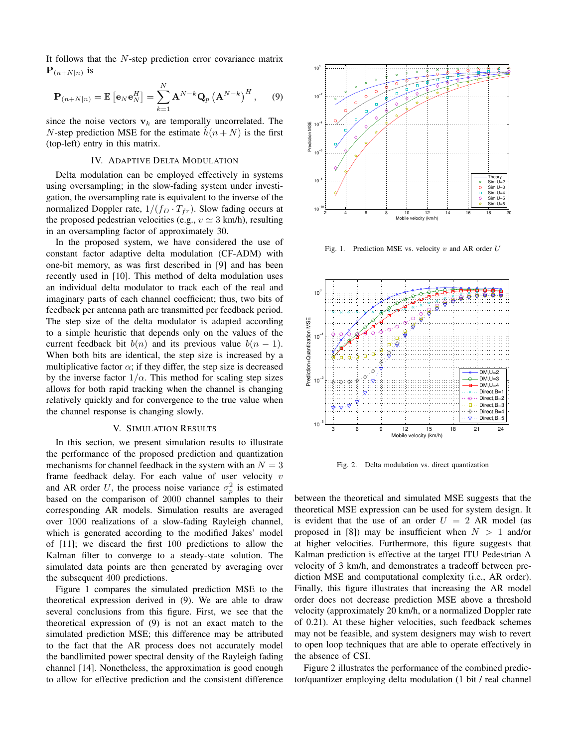It follows that the $N$-step prediction error covariance matrix $\mathbf{P}_{(n+N|n)}$ is

$$\mathbf{P}_{(n+N|n)} = \mathbb{E}\left[\mathbf{e}_N \mathbf{e}_N^H\right] = \sum_{k=1}^{N} \mathbf{A}^{N-k} \mathbf{Q}_p \left(\mathbf{A}^{N-k}\right)^H, \quad (9)$$

since the noise vectors $\mathbf{v}_k$ are temporally uncorrelated. The $N$-step prediction MSE for the estimate $\hat{h}(n+N)$ is the first (top-left) entry in this matrix.

## IV. Adaptive Delta Modulation

Delta modulation can be employed effectively in systems using oversampling; in the slow-fading system under investigation, the oversampling rate is equivalent to the inverse of the normalized Doppler rate, $1/(f_D \cdot T_{fr})$. Slow fading occurs at the proposed pedestrian velocities (e.g., $v \simeq 3$ km/h), resulting in an oversampling factor of approximately 30.

In the proposed system, we have considered the use of constant factor adaptive delta modulation (CF-ADM) with one-bit memory, as was first described in [9] and has been recently used in [10]. This method of delta modulation uses an individual delta modulator to track each of the real and imaginary parts of each channel coefficient; thus, two bits of feedback per antenna path are transmitted per feedback period. The step size of the delta modulator is adapted according to a simple heuristic that depends only on the values of the current feedback bit $b(n)$ and its previous value $b(n-1)$. When both bits are identical, the step size is increased by a multiplicative factor $\alpha$; if they differ, the step size is decreased by the inverse factor $1/\alpha$. This method for scaling step sizes allows for both rapid tracking when the channel is changing relatively quickly and for convergence to the true value when the channel response is changing slowly.

## V. Simulation Results

In this section, we present simulation results to illustrate the performance of the proposed prediction and quantization mechanisms for channel feedback in the system with an $N = 3$ frame feedback delay. For each value of user velocity $v$ and AR order $U$, the process noise variance $\sigma_p^2$ is estimated based on the comparison of 2000 channel samples to their corresponding AR models. Simulation results are averaged over 1000 realizations of a slow-fading Rayleigh channel, which is generated according to the modified Jakes' model of [11]; we discard the first 100 predictions to allow the Kalman filter to converge to a steady-state solution. The simulated data points are then generated by averaging over the subsequent 400 predictions.

Figure 1 compares the simulated prediction MSE to the theoretical expression derived in (9). We are able to draw several conclusions from this figure. First, we see that the theoretical expression of (9) is not an exact match to the simulated prediction MSE; this difference may be attributed to the fact that the AR process does not accurately model the bandlimited power spectral density of the Rayleigh fading channel [14]. Nonetheless, the approximation is good enough to allow for effective prediction and the consistent difference between the theoretical and simulated MSE suggests that the theoretical MSE expression can be used for system design. It is evident that the use of an order $U = 2$ AR model (as proposed in [8]) may be insufficient when $N > 1$ and/or at higher velocities. Furthermore, this figure suggests that Kalman prediction is effective at the target ITU Pedestrian A velocity of 3 km/h, and demonstrates a tradeoff between prediction MSE and computational complexity (i.e., AR order). Finally, this figure illustrates that increasing the AR model order does not decrease prediction MSE above a threshold velocity (approximately 20 km/h, or a normalized Doppler rate of 0.21). At these higher velocities, such feedback schemes may not be feasible, and system designers may wish to revert to open loop techniques that are able to operate effectively in the absence of CSI.

Fig. 1. Prediction MSE vs. velocity $v$ and AR order $U$

Fig. 2. Delta modulation vs. direct quantization

Figure 2 illustrates the performance of the combined predictor/quantizer employing delta modulation (1 bit / real channel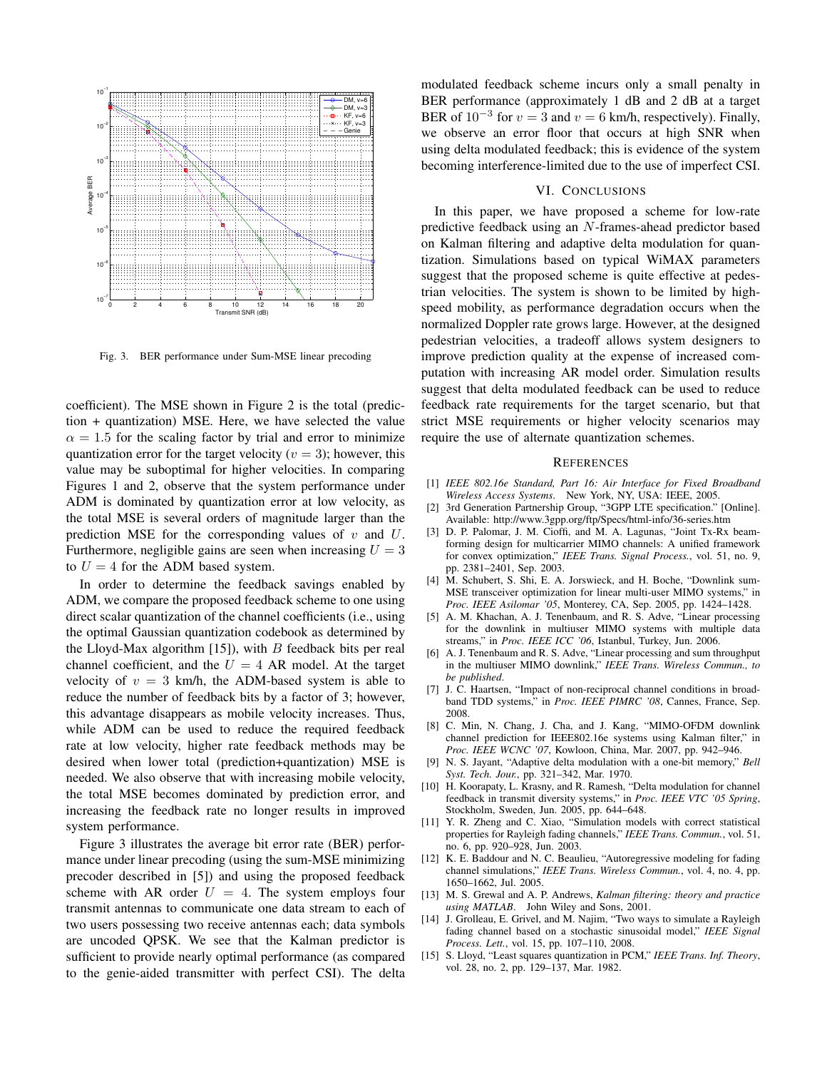$10^{-1}$
$10^{-2}$
$10^{-3}$
$10^{-4}$
$10^{-5}$
$10^{-6}$
$10^{-7}$
Average BER
0 2 4 6 8 10 12 14 16 18 20
Transmit SNR (dB)
DM, v=6
DM, v=3
KF, v=6
KF, v=3
Genie

Fig. 3. BER performance under Sum-MSE linear precoding

coefficient). The MSE shown in Figure 2 is the total (prediction + quantization) MSE. Here, we have selected the value $\alpha = 1.5$ for the scaling factor by trial and error to minimize quantization error for the target velocity ($v = 3$); however, this value may be suboptimal for higher velocities. In comparing Figures 1 and 2, observe that the system performance under ADM is dominated by quantization error at low velocity, as the total MSE is several orders of magnitude larger than the prediction MSE for the corresponding values of $v$ and $U$. Furthermore, negligible gains are seen when increasing $U = 3$ to $U = 4$ for the ADM based system.

In order to determine the feedback savings enabled by ADM, we compare the proposed feedback scheme to one using direct scalar quantization of the channel coefficients (i.e., using the optimal Gaussian quantization codebook as determined by the Lloyd-Max algorithm [15]), with $B$ feedback bits per real channel coefficient, and the $U = 4$ AR model. At the target velocity of $v = 3$ km/h, the ADM-based system is able to reduce the number of feedback bits by a factor of 3; however, this advantage disappears as mobile velocity increases. Thus, while ADM can be used to reduce the required feedback rate at low velocity, higher rate feedback methods may be desired when lower total (prediction+quantization) MSE is needed. We also observe that with increasing mobile velocity, the total MSE becomes dominated by prediction error, and increasing the feedback rate no longer results in improved system performance.

Figure 3 illustrates the average bit error rate (BER) performance under linear precoding (using the sum-MSE minimizing precoder described in [5]) and using the proposed feedback scheme with AR order $U = 4$. The system employs four transmit antennas to communicate one data stream to each of two users possessing two receive antennas each; data symbols are uncoded QPSK. We see that the Kalman predictor is sufficient to provide nearly optimal performance (as compared to the genie-aided transmitter with perfect CSI). The delta modulated feedback scheme incurs only a small penalty in BER performance (approximately 1 dB and 2 dB at a target BER of $10^{-3}$ for $v = 3$ and $v = 6$ km/h, respectively). Finally, we observe an error floor that occurs at high SNR when using delta modulated feedback; this is evidence of the system becoming interference-limited due to the use of imperfect CSI.

## VI. Conclusions

In this paper, we have proposed a scheme for low-rate predictive feedback using an $N$-frames-ahead predictor based on Kalman filtering and adaptive delta modulation for quantization. Simulations based on typical WiMAX parameters suggest that the proposed scheme is quite effective at pedestrian velocities. The system is shown to be limited by high-speed mobility, as performance degradation occurs when the normalized Doppler rate grows large. However, at the designed pedestrian velocities, a tradeoff allows system designers to improve prediction quality at the expense of increased computation with increasing AR model order. Simulation results suggest that delta modulated feedback can be used to reduce feedback rate requirements for the target scenario, but that strict MSE requirements or higher velocity scenarios may require the use of alternate quantization schemes.

## References

[1] *IEEE 802.16e Standard, Part 16: Air Interface for Fixed Broadband Wireless Access Systems*. New York, NY, USA: IEEE, 2005.

[2] 3rd Generation Partnership Group, "3GPP LTE specification." [Online]. Available: http://www.3gpp.org/ftp/Specs/html-info/36-series.htm

[3] D. P. Palomar, J. M. Cioffi, and M. A. Lagunas, "Joint Tx-Rx beamforming design for multicarrier MIMO channels: A unified framework for convex optimization," *IEEE Trans. Signal Process.*, vol. 51, no. 9, pp. 2381–2401, Sep. 2003.

[4] M. Schubert, S. Shi, E. A. Jorswieck, and H. Boche, "Downlink sum-MSE transceiver optimization for linear multi-user MIMO systems," in *Proc. IEEE Asilomar '05*, Monterey, CA, Sep. 2005, pp. 1424–1428.

[5] A. M. Khachan, A. J. Tenenbaum, and R. S. Adve, "Linear processing for the downlink in multiuser MIMO systems with multiple data streams," in *Proc. IEEE ICC '06*, Istanbul, Turkey, Jun. 2006.

[6] A. J. Tenenbaum and R. S. Adve, "Linear processing and sum throughput in the multiuser MIMO downlink," *IEEE Trans. Wireless Commun., to be published*.

[7] J. C. Haartsen, "Impact of non-reciprocal channel conditions in broadband TDD systems," in *Proc. IEEE PIMRC '08*, Cannes, France, Sep. 2008.

[8] C. Min, N. Chang, J. Cha, and J. Kang, "MIMO-OFDM downlink channel prediction for IEEE802.16e systems using Kalman filter," in *Proc. IEEE WCNC '07*, Kowloon, China, Mar. 2007, pp. 942–946.

[9] N. S. Jayant, "Adaptive delta modulation with a one-bit memory," *Bell Syst. Tech. Jour.*, pp. 321–342, Mar. 1970.

[10] H. Kopatapy, L. Krasny, and R. Ramesh, "Delta modulation for channel feedback in transmit diversity systems," in *Proc. IEEE VTC '05 Spring*, Stockholm, Sweden, Jun. 2005, pp. 644–648.

[11] Y. R. Zheng and C. Xiao, "Simulation models with correct statistical properties for Rayleigh fading channels," *IEEE Trans. Commun.*, vol. 51, no. 6, pp. 920–928, Jun. 2003.

[12] K. E. Baddour and N. C. Beaulieu, "Autoregressive modeling for fading channel simulations," *IEEE Trans. Wireless Commun.*, vol. 4, no. 4, pp. 1650–1662, Jul. 2005.

[13] M. S. Grewal and A. P. Andrews, *Kalman filtering: theory and practice using MATLAB*. John Wiley and Sons, 2001.

[14] J. Grolleau, E. Grivel, and M. Najim, "Two ways to simulate a Rayleigh fading channel based on a stochastic sinusoidal model," *IEEE Signal Process. Lett.*, vol. 15, pp. 107–110, 2008.

[15] S. Lloyd, "Least squares quantization in PCM," *IEEE Trans. Inf. Theory*, vol. 28, no. 2, pp. 129–137, Mar. 1982.